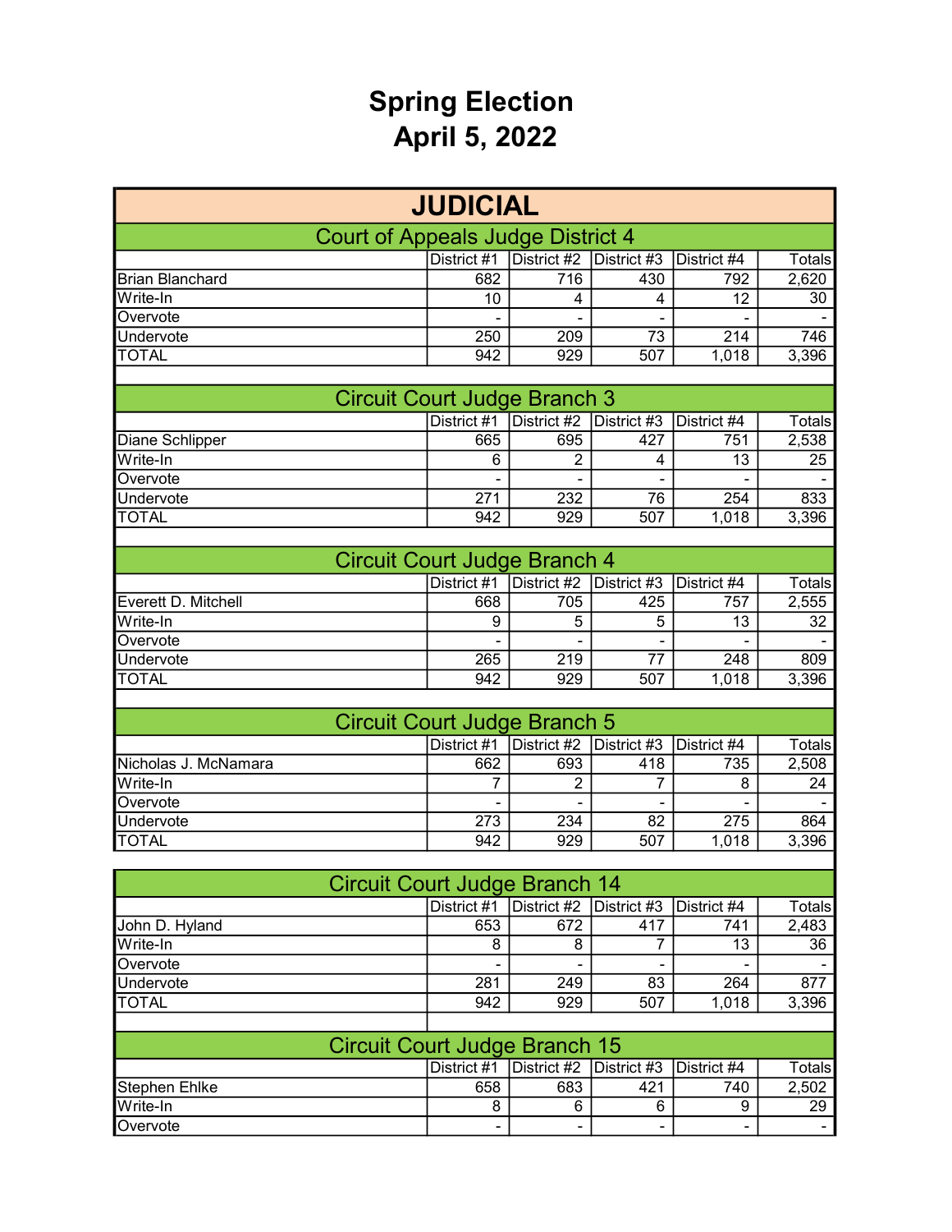# Spring Election
# April 5, 2022

## JUDICIAL

### Court of Appeals Judge District 4

| | District #1 | District #2 | District #3 | District #4 | Totals |
|---|---|---|---|---|---|
| Brian Blanchard | 682 | 716 | 430 | 792 | 2,620 |
| Write-In | 10 | 4 | 4 | 12 | 30 |
| Overvote | - | - | - | - | - |
| Undervote | 250 | 209 | 73 | 214 | 746 |
| TOTAL | 942 | 929 | 507 | 1,018 | 3,396 |

### Circuit Court Judge Branch 3

| | District #1 | District #2 | District #3 | District #4 | Totals |
|---|---|---|---|---|---|
| Diane Schlipper | 665 | 695 | 427 | 751 | 2,538 |
| Write-In | 6 | 2 | 4 | 13 | 25 |
| Overvote | - | - | - | - | - |
| Undervote | 271 | 232 | 76 | 254 | 833 |
| TOTAL | 942 | 929 | 507 | 1,018 | 3,396 |

### Circuit Court Judge Branch 4

| | District #1 | District #2 | District #3 | District #4 | Totals |
|---|---|---|---|---|---|
| Everett D. Mitchell | 668 | 705 | 425 | 757 | 2,555 |
| Write-In | 9 | 5 | 5 | 13 | 32 |
| Overvote | - | - | - | - | - |
| Undervote | 265 | 219 | 77 | 248 | 809 |
| TOTAL | 942 | 929 | 507 | 1,018 | 3,396 |

### Circuit Court Judge Branch 5

| | District #1 | District #2 | District #3 | District #4 | Totals |
|---|---|---|---|---|---|
| Nicholas J. McNamara | 662 | 693 | 418 | 735 | 2,508 |
| Write-In | 7 | 2 | 7 | 8 | 24 |
| Overvote | - | - | - | - | - |
| Undervote | 273 | 234 | 82 | 275 | 864 |
| TOTAL | 942 | 929 | 507 | 1,018 | 3,396 |

### Circuit Court Judge Branch 14

| | District #1 | District #2 | District #3 | District #4 | Totals |
|---|---|---|---|---|---|
| John D. Hyland | 653 | 672 | 417 | 741 | 2,483 |
| Write-In | 8 | 8 | 7 | 13 | 36 |
| Overvote | - | - | - | - | - |
| Undervote | 281 | 249 | 83 | 264 | 877 |
| TOTAL | 942 | 929 | 507 | 1,018 | 3,396 |

### Circuit Court Judge Branch 15

| | District #1 | District #2 | District #3 | District #4 | Totals |
|---|---|---|---|---|---|
| Stephen Ehlke | 658 | 683 | 421 | 740 | 2,502 |
| Write-In | 8 | 6 | 6 | 9 | 29 |
| Overvote | - | - | - | - | - |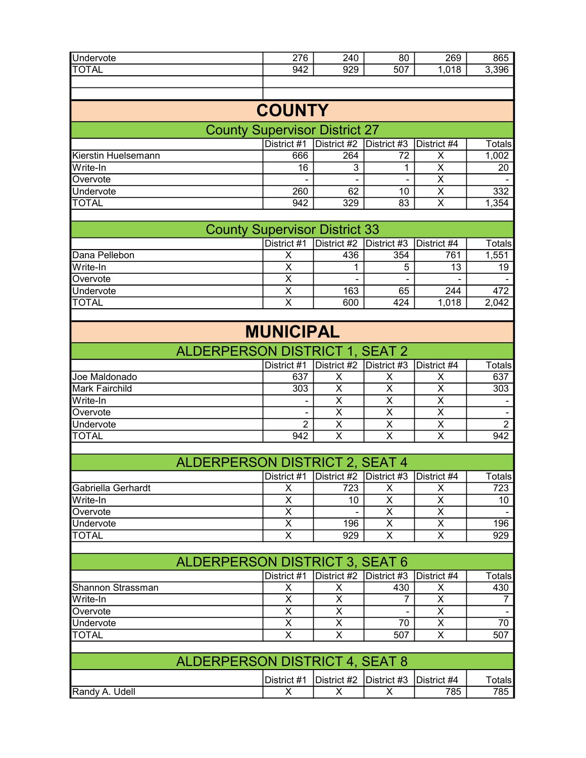| | | | | | |
|---|---|---|---|---|---|
| Undervote | 276 | 240 | 80 | 269 | 865 |
| TOTAL | 942 | 929 | 507 | 1,018 | 3,396 |

# COUNTY

## County Supervisor District 27

| | District #1 | District #2 | District #3 | District #4 | Totals |
|---|---|---|---|---|---|
| Kierstin Huelsemann | 666 | 264 | 72 | X | 1,002 |
| Write-In | 16 | 3 | 1 | X | 20 |
| Overvote | - | - | - | X | - |
| Undervote | 260 | 62 | 10 | X | 332 |
| TOTAL | 942 | 329 | 83 | X | 1,354 |

## County Supervisor District 33

| | District #1 | District #2 | District #3 | District #4 | Totals |
|---|---|---|---|---|---|
| Dana Pellebon | X | 436 | 354 | 761 | 1,551 |
| Write-In | X | 1 | 5 | 13 | 19 |
| Overvote | X | - | - | - | - |
| Undervote | X | 163 | 65 | 244 | 472 |
| TOTAL | X | 600 | 424 | 1,018 | 2,042 |

# MUNICIPAL

## ALDERPERSON DISTRICT 1, SEAT 2

| | District #1 | District #2 | District #3 | District #4 | Totals |
|---|---|---|---|---|---|
| Joe Maldonado | 637 | X | X | X | 637 |
| Mark Fairchild | 303 | X | X | X | 303 |
| Write-In | - | X | X | X | - |
| Overvote | - | X | X | X | - |
| Undervote | 2 | X | X | X | 2 |
| TOTAL | 942 | X | X | X | 942 |

## ALDERPERSON DISTRICT 2, SEAT 4

| | District #1 | District #2 | District #3 | District #4 | Totals |
|---|---|---|---|---|---|
| Gabriella Gerhardt | X | 723 | X | X | 723 |
| Write-In | X | 10 | X | X | 10 |
| Overvote | X | - | X | X | - |
| Undervote | X | 196 | X | X | 196 |
| TOTAL | X | 929 | X | X | 929 |

## ALDERPERSON DISTRICT 3, SEAT 6

| | District #1 | District #2 | District #3 | District #4 | Totals |
|---|---|---|---|---|---|
| Shannon Strassman | X | X | 430 | X | 430 |
| Write-In | X | X | 7 | X | 7 |
| Overvote | X | X | - | X | - |
| Undervote | X | X | 70 | X | 70 |
| TOTAL | X | X | 507 | X | 507 |

## ALDERPERSON DISTRICT 4, SEAT 8

| | District #1 | District #2 | District #3 | District #4 | Totals |
|---|---|---|---|---|---|
| Randy A. Udell | X | X | X | 785 | 785 |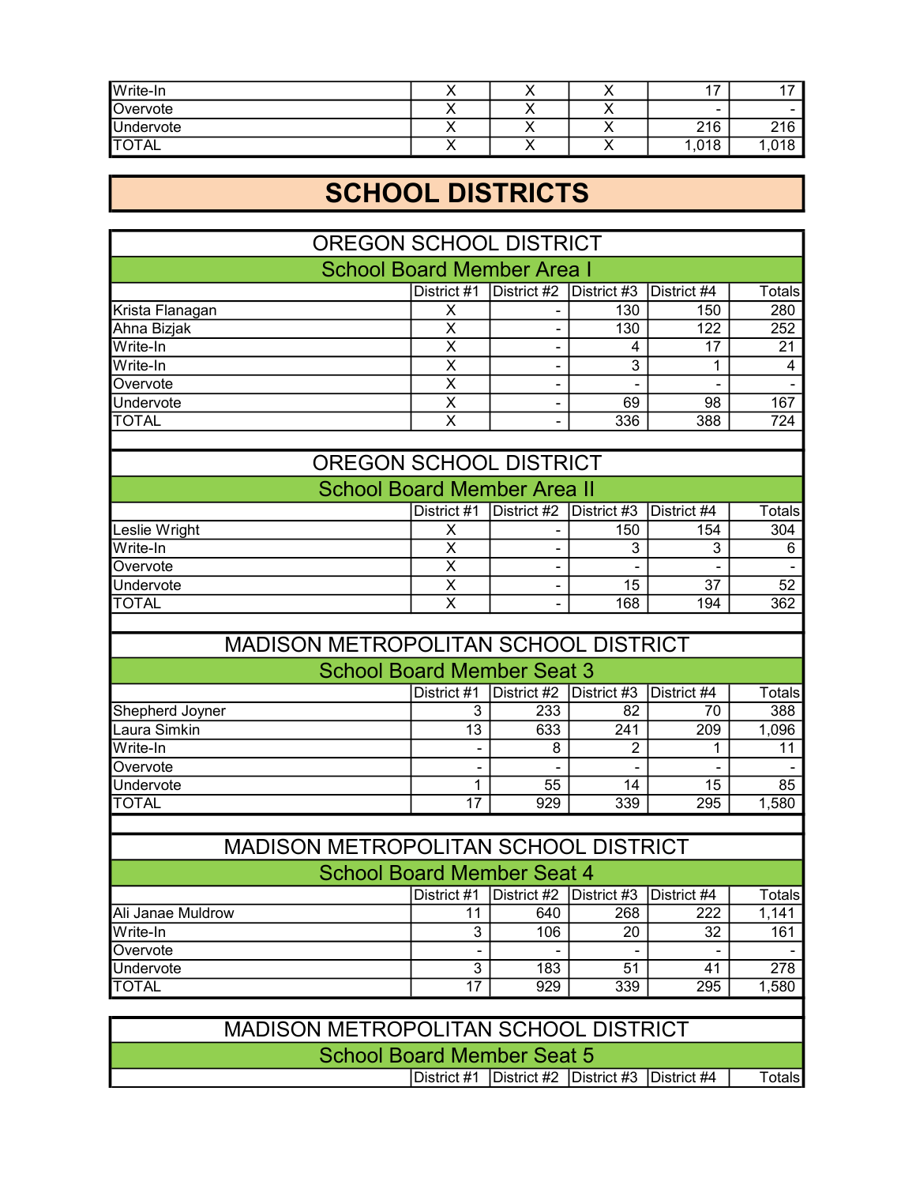| | | | | | |
|---|---|---|---|---|---|
| Write-In | X | X | X | 17 | 17 |
| Overvote | X | X | X | - | - |
| Undervote | X | X | X | 216 | 216 |
| TOTAL | X | X | X | 1,018 | 1,018 |

# SCHOOL DISTRICTS

## OREGON SCHOOL DISTRICT

### School Board Member Area I

| | District #1 | District #2 | District #3 | District #4 | Totals |
|---|---|---|---|---|---|
| Krista Flanagan | X | - | 130 | 150 | 280 |
| Ahna Bizjak | X | - | 130 | 122 | 252 |
| Write-In | X | - | 4 | 17 | 21 |
| Write-In | X | - | 3 | 1 | 4 |
| Overvote | X | - | - | - | - |
| Undervote | X | - | 69 | 98 | 167 |
| TOTAL | X | - | 336 | 388 | 724 |

## OREGON SCHOOL DISTRICT

### School Board Member Area II

| | District #1 | District #2 | District #3 | District #4 | Totals |
|---|---|---|---|---|---|
| Leslie Wright | X | - | 150 | 154 | 304 |
| Write-In | X | - | 3 | 3 | 6 |
| Overvote | X | - | - | - | - |
| Undervote | X | - | 15 | 37 | 52 |
| TOTAL | X | - | 168 | 194 | 362 |

## MADISON METROPOLITAN SCHOOL DISTRICT

### School Board Member Seat 3

| | District #1 | District #2 | District #3 | District #4 | Totals |
|---|---|---|---|---|---|
| Shepherd Joyner | 3 | 233 | 82 | 70 | 388 |
| Laura Simkin | 13 | 633 | 241 | 209 | 1,096 |
| Write-In | - | 8 | 2 | 1 | 11 |
| Overvote | - | - | - | - | - |
| Undervote | 1 | 55 | 14 | 15 | 85 |
| TOTAL | 17 | 929 | 339 | 295 | 1,580 |

## MADISON METROPOLITAN SCHOOL DISTRICT

### School Board Member Seat 4

| | District #1 | District #2 | District #3 | District #4 | Totals |
|---|---|---|---|---|---|
| Ali Janae Muldrow | 11 | 640 | 268 | 222 | 1,141 |
| Write-In | 3 | 106 | 20 | 32 | 161 |
| Overvote | - | - | - | - | - |
| Undervote | 3 | 183 | 51 | 41 | 278 |
| TOTAL | 17 | 929 | 339 | 295 | 1,580 |

## MADISON METROPOLITAN SCHOOL DISTRICT

### School Board Member Seat 5

| | District #1 | District #2 | District #3 | District #4 | Totals |
|---|---|---|---|---|---|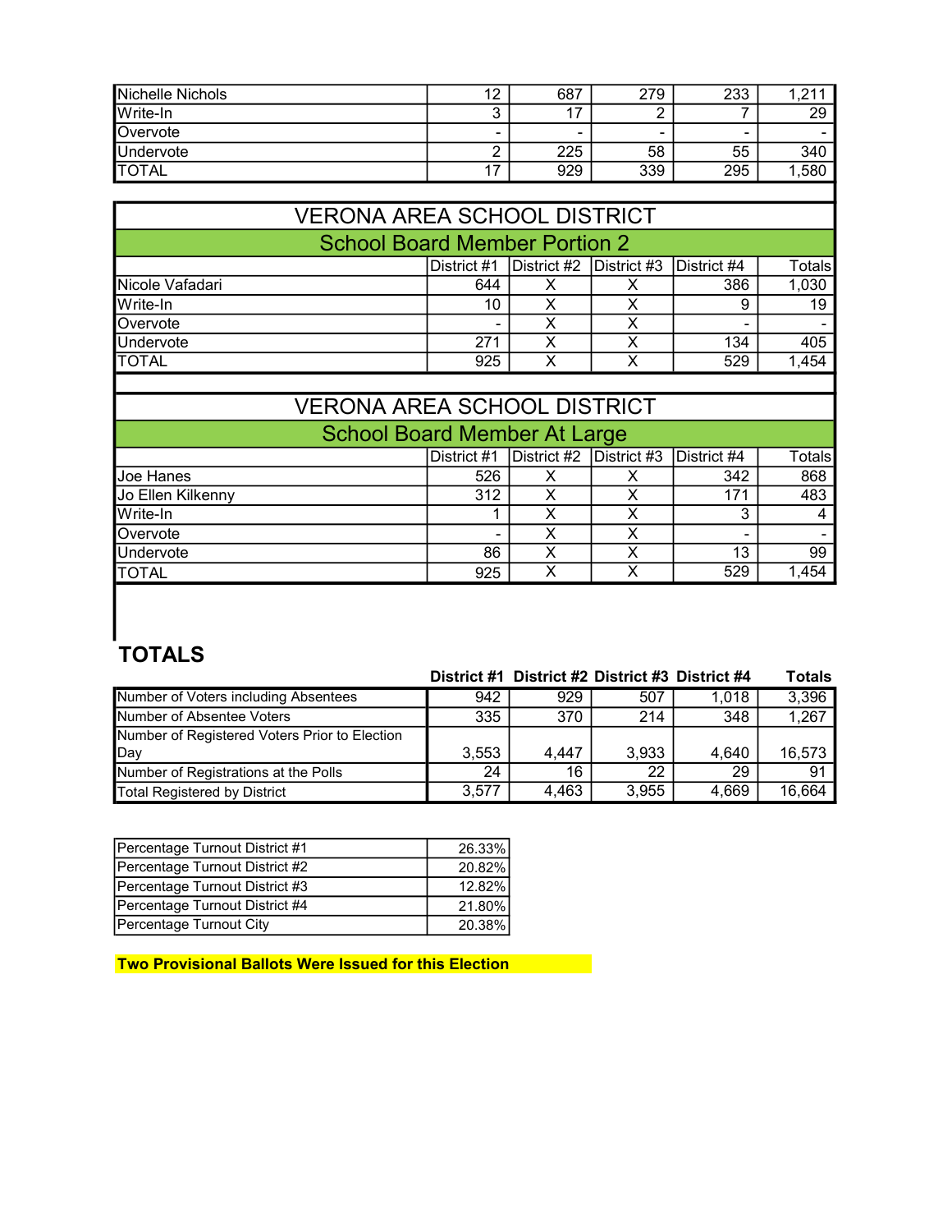| | | | | | |
|---|---|---|---|---|---|
| Nichelle Nichols | 12 | 687 | 279 | 233 | 1,211 |
| Write-In | 3 | 17 | 2 | 7 | 29 |
| Overvote | - | - | - | - | - |
| Undervote | 2 | 225 | 58 | 55 | 340 |
| TOTAL | 17 | 929 | 339 | 295 | 1,580 |

## VERONA AREA SCHOOL DISTRICT

### School Board Member Portion 2

| | District #1 | District #2 | District #3 | District #4 | Totals |
|---|---|---|---|---|---|
| Nicole Vafadari | 644 | X | X | 386 | 1,030 |
| Write-In | 10 | X | X | 9 | 19 |
| Overvote | - | X | X | - | - |
| Undervote | 271 | X | X | 134 | 405 |
| TOTAL | 925 | X | X | 529 | 1,454 |

## VERONA AREA SCHOOL DISTRICT

### School Board Member At Large

| | District #1 | District #2 | District #3 | District #4 | Totals |
|---|---|---|---|---|---|
| Joe Hanes | 526 | X | X | 342 | 868 |
| Jo Ellen Kilkenny | 312 | X | X | 171 | 483 |
| Write-In | 1 | X | X | 3 | 4 |
| Overvote | - | X | X | - | - |
| Undervote | 86 | X | X | 13 | 99 |
| TOTAL | 925 | X | X | 529 | 1,454 |

## TOTALS

| | District #1 | District #2 | District #3 | District #4 | Totals |
|---|---|---|---|---|---|
| Number of Voters including Absentees | 942 | 929 | 507 | 1,018 | 3,396 |
| Number of Absentee Voters | 335 | 370 | 214 | 348 | 1,267 |
| Number of Registered Voters Prior to Election Day | 3,553 | 4,447 | 3,933 | 4,640 | 16,573 |
| Number of Registrations at the Polls | 24 | 16 | 22 | 29 | 91 |
| Total Registered by District | 3,577 | 4,463 | 3,955 | 4,669 | 16,664 |

| | |
|---|---|
| Percentage Turnout District #1 | 26.33% |
| Percentage Turnout District #2 | 20.82% |
| Percentage Turnout District #3 | 12.82% |
| Percentage Turnout District #4 | 21.80% |
| Percentage Turnout City | 20.38% |

**Two Provisional Ballots Were Issued for this Election**